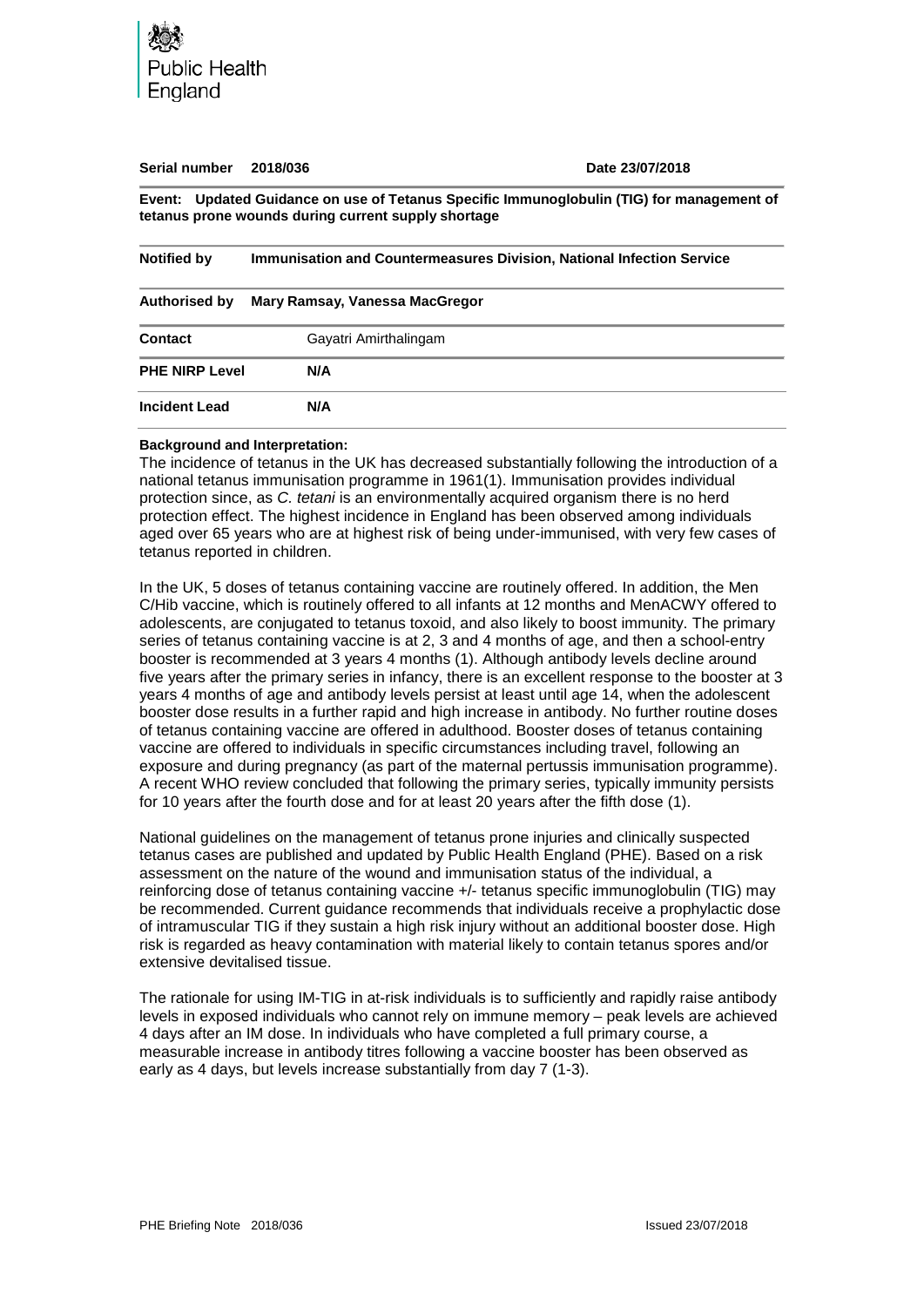Public Health England

| Serial number | 2018/036 | Date 23/07/2018 |
|---|---|---|

**Event: Updated Guidance on use of Tetanus Specific Immunoglobulin (TIG) for management of tetanus prone wounds during current supply shortage**

| | |
|---|---|
| **Notified by** | **Immunisation and Countermeasures Division, National Infection Service** |
| **Authorised by** | **Mary Ramsay, Vanessa MacGregor** |
| **Contact** | Gayatri Amirthalingam |
| **PHE NIRP Level** | **N/A** |
| **Incident Lead** | **N/A** |

**Background and Interpretation:**

The incidence of tetanus in the UK has decreased substantially following the introduction of a national tetanus immunisation programme in 1961(1). Immunisation provides individual protection since, as *C. tetani* is an environmentally acquired organism there is no herd protection effect. The highest incidence in England has been observed among individuals aged over 65 years who are at highest risk of being under-immunised, with very few cases of tetanus reported in children.

In the UK, 5 doses of tetanus containing vaccine are routinely offered. In addition, the Men C/Hib vaccine, which is routinely offered to all infants at 12 months and MenACWY offered to adolescents, are conjugated to tetanus toxoid, and also likely to boost immunity. The primary series of tetanus containing vaccine is at 2, 3 and 4 months of age, and then a school-entry booster is recommended at 3 years 4 months (1). Although antibody levels decline around five years after the primary series in infancy, there is an excellent response to the booster at 3 years 4 months of age and antibody levels persist at least until age 14, when the adolescent booster dose results in a further rapid and high increase in antibody. No further routine doses of tetanus containing vaccine are offered in adulthood. Booster doses of tetanus containing vaccine are offered to individuals in specific circumstances including travel, following an exposure and during pregnancy (as part of the maternal pertussis immunisation programme). A recent WHO review concluded that following the primary series, typically immunity persists for 10 years after the fourth dose and for at least 20 years after the fifth dose (1).

National guidelines on the management of tetanus prone injuries and clinically suspected tetanus cases are published and updated by Public Health England (PHE). Based on a risk assessment on the nature of the wound and immunisation status of the individual, a reinforcing dose of tetanus containing vaccine +/- tetanus specific immunoglobulin (TIG) may be recommended. Current guidance recommends that individuals receive a prophylactic dose of intramuscular TIG if they sustain a high risk injury without an additional booster dose. High risk is regarded as heavy contamination with material likely to contain tetanus spores and/or extensive devitalised tissue.

The rationale for using IM-TIG in at-risk individuals is to sufficiently and rapidly raise antibody levels in exposed individuals who cannot rely on immune memory – peak levels are achieved 4 days after an IM dose. In individuals who have completed a full primary course, a measurable increase in antibody titres following a vaccine booster has been observed as early as 4 days, but levels increase substantially from day 7 (1-3).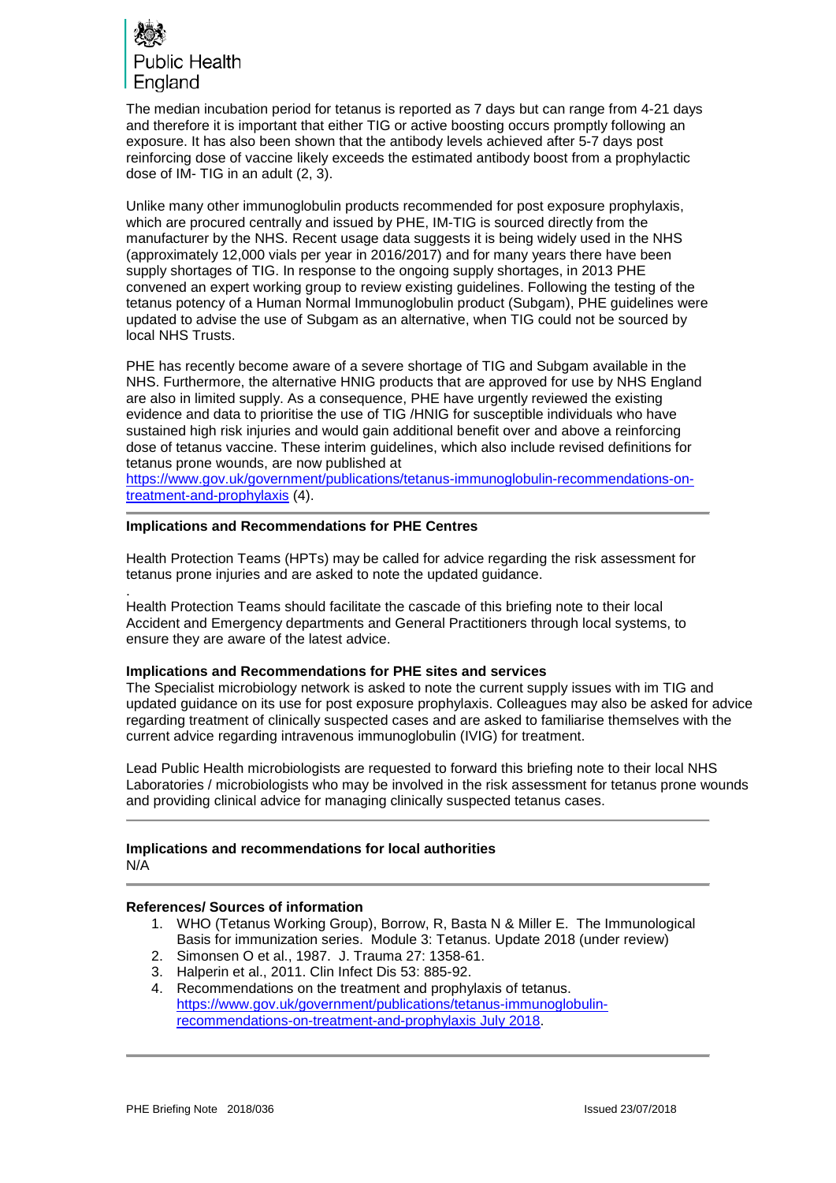The median incubation period for tetanus is reported as 7 days but can range from 4-21 days and therefore it is important that either TIG or active boosting occurs promptly following an exposure. It has also been shown that the antibody levels achieved after 5-7 days post reinforcing dose of vaccine likely exceeds the estimated antibody boost from a prophylactic dose of IM- TIG in an adult (2, 3).

Unlike many other immunoglobulin products recommended for post exposure prophylaxis, which are procured centrally and issued by PHE, IM-TIG is sourced directly from the manufacturer by the NHS. Recent usage data suggests it is being widely used in the NHS (approximately 12,000 vials per year in 2016/2017) and for many years there have been supply shortages of TIG. In response to the ongoing supply shortages, in 2013 PHE convened an expert working group to review existing guidelines. Following the testing of the tetanus potency of a Human Normal Immunoglobulin product (Subgam), PHE guidelines were updated to advise the use of Subgam as an alternative, when TIG could not be sourced by local NHS Trusts.

PHE has recently become aware of a severe shortage of TIG and Subgam available in the NHS. Furthermore, the alternative HNIG products that are approved for use by NHS England are also in limited supply. As a consequence, PHE have urgently reviewed the existing evidence and data to prioritise the use of TIG /HNIG for susceptible individuals who have sustained high risk injuries and would gain additional benefit over and above a reinforcing dose of tetanus vaccine. These interim guidelines, which also include revised definitions for tetanus prone wounds, are now published at [https://www.gov.uk/government/publications/tetanus-immunoglobulin-recommendations-on-treatment-and-prophylaxis](https://www.gov.uk/government/publications/tetanus-immunoglobulin-recommendations-on-treatment-and-prophylaxis) (4).

### Implications and Recommendations for PHE Centres

Health Protection Teams (HPTs) may be called for advice regarding the risk assessment for tetanus prone injuries and are asked to note the updated guidance.

Health Protection Teams should facilitate the cascade of this briefing note to their local Accident and Emergency departments and General Practitioners through local systems, to ensure they are aware of the latest advice.

### Implications and Recommendations for PHE sites and services

The Specialist microbiology network is asked to note the current supply issues with im TIG and updated guidance on its use for post exposure prophylaxis. Colleagues may also be asked for advice regarding treatment of clinically suspected cases and are asked to familiarise themselves with the current advice regarding intravenous immunoglobulin (IVIG) for treatment.

Lead Public Health microbiologists are requested to forward this briefing note to their local NHS Laboratories / microbiologists who may be involved in the risk assessment for tetanus prone wounds and providing clinical advice for managing clinically suspected tetanus cases.

### Implications and recommendations for local authorities

N/A

### References/ Sources of information

1. WHO (Tetanus Working Group), Borrow, R, Basta N & Miller E. The Immunological Basis for immunization series. Module 3: Tetanus. Update 2018 (under review)
2. Simonsen O et al., 1987. J. Trauma 27: 1358-61.
3. Halperin et al., 2011. Clin Infect Dis 53: 885-92.
4. Recommendations on the treatment and prophylaxis of tetanus. [https://www.gov.uk/government/publications/tetanus-immunoglobulin-recommendations-on-treatment-and-prophylaxis July 2018](https://www.gov.uk/government/publications/tetanus-immunoglobulin-recommendations-on-treatment-and-prophylaxis).

PHE Briefing Note 2018/036 Issued 23/07/2018